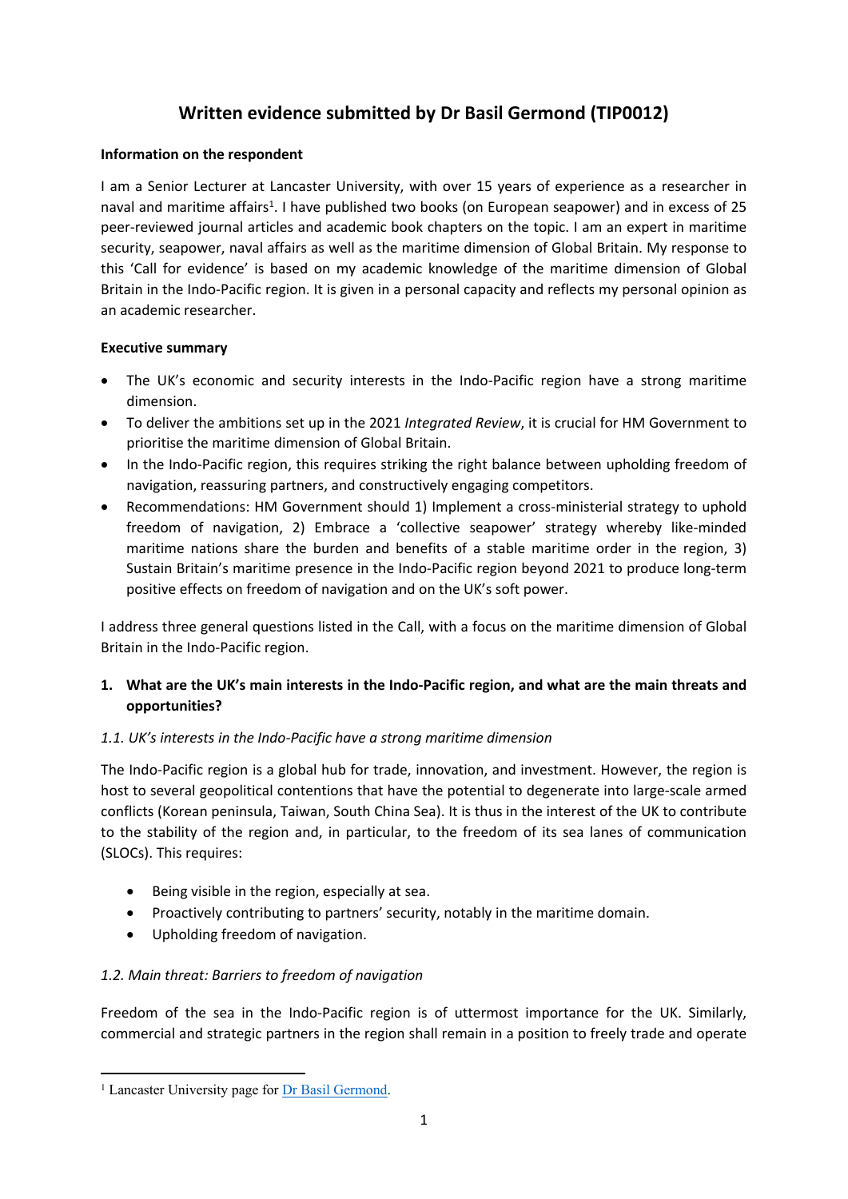# Written evidence submitted by Dr Basil Germond (TIP0012)

**Information on the respondent**

I am a Senior Lecturer at Lancaster University, with over 15 years of experience as a researcher in naval and maritime affairs[1]. I have published two books (on European seapower) and in excess of 25 peer-reviewed journal articles and academic book chapters on the topic. I am an expert in maritime security, seapower, naval affairs as well as the maritime dimension of Global Britain. My response to this 'Call for evidence' is based on my academic knowledge of the maritime dimension of Global Britain in the Indo-Pacific region. It is given in a personal capacity and reflects my personal opinion as an academic researcher.

**Executive summary**

- The UK's economic and security interests in the Indo-Pacific region have a strong maritime dimension.
- To deliver the ambitions set up in the 2021 *Integrated Review*, it is crucial for HM Government to prioritise the maritime dimension of Global Britain.
- In the Indo-Pacific region, this requires striking the right balance between upholding freedom of navigation, reassuring partners, and constructively engaging competitors.
- Recommendations: HM Government should 1) Implement a cross-ministerial strategy to uphold freedom of navigation, 2) Embrace a 'collective seapower' strategy whereby like-minded maritime nations share the burden and benefits of a stable maritime order in the region, 3) Sustain Britain's maritime presence in the Indo-Pacific region beyond 2021 to produce long-term positive effects on freedom of navigation and on the UK's soft power.

I address three general questions listed in the Call, with a focus on the maritime dimension of Global Britain in the Indo-Pacific region.

**1. What are the UK's main interests in the Indo-Pacific region, and what are the main threats and opportunities?**

*1.1. UK's interests in the Indo-Pacific have a strong maritime dimension*

The Indo-Pacific region is a global hub for trade, innovation, and investment. However, the region is host to several geopolitical contentions that have the potential to degenerate into large-scale armed conflicts (Korean peninsula, Taiwan, South China Sea). It is thus in the interest of the UK to contribute to the stability of the region and, in particular, to the freedom of its sea lanes of communication (SLOCs). This requires:

- Being visible in the region, especially at sea.
- Proactively contributing to partners' security, notably in the maritime domain.
- Upholding freedom of navigation.

*1.2. Main threat: Barriers to freedom of navigation*

Freedom of the sea in the Indo-Pacific region is of uttermost importance for the UK. Similarly, commercial and strategic partners in the region shall remain in a position to freely trade and operate

[1] Lancaster University page for Dr Basil Germond.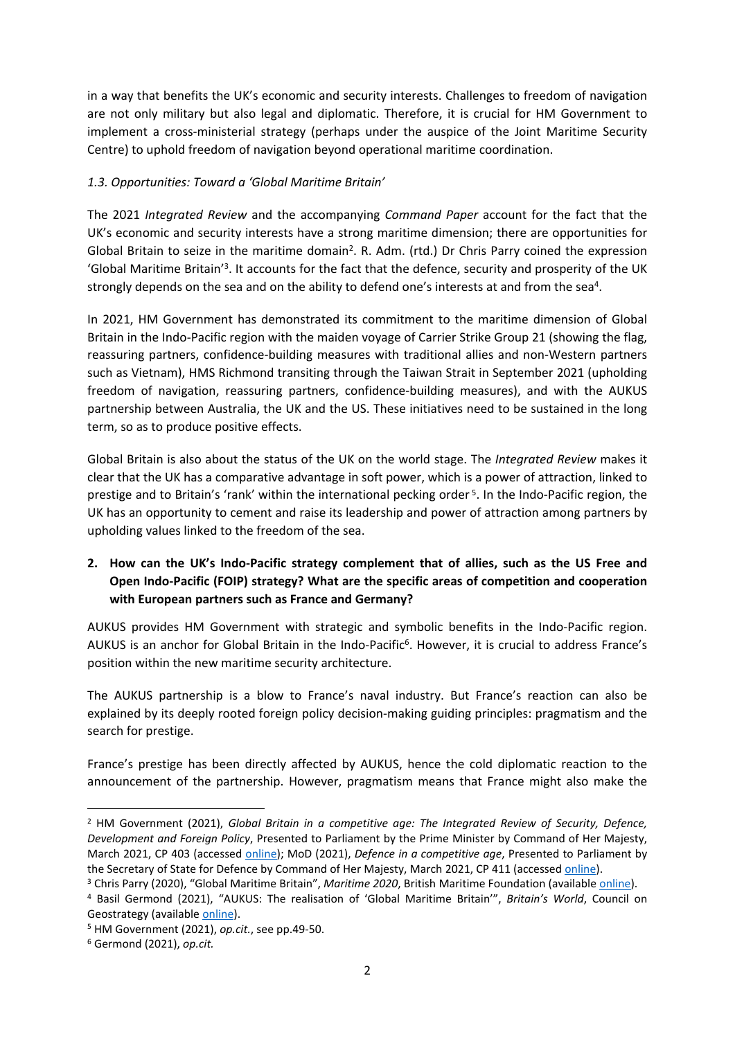in a way that benefits the UK's economic and security interests. Challenges to freedom of navigation are not only military but also legal and diplomatic. Therefore, it is crucial for HM Government to implement a cross-ministerial strategy (perhaps under the auspice of the Joint Maritime Security Centre) to uphold freedom of navigation beyond operational maritime coordination.

### *1.3. Opportunities: Toward a 'Global Maritime Britain'*

The 2021 *Integrated Review* and the accompanying *Command Paper* account for the fact that the UK's economic and security interests have a strong maritime dimension; there are opportunities for Global Britain to seize in the maritime domain[2]. R. Adm. (rtd.) Dr Chris Parry coined the expression 'Global Maritime Britain'[3]. It accounts for the fact that the defence, security and prosperity of the UK strongly depends on the sea and on the ability to defend one's interests at and from the sea[4].

In 2021, HM Government has demonstrated its commitment to the maritime dimension of Global Britain in the Indo-Pacific region with the maiden voyage of Carrier Strike Group 21 (showing the flag, reassuring partners, confidence-building measures with traditional allies and non-Western partners such as Vietnam), HMS Richmond transiting through the Taiwan Strait in September 2021 (upholding freedom of navigation, reassuring partners, confidence-building measures), and with the AUKUS partnership between Australia, the UK and the US. These initiatives need to be sustained in the long term, so as to produce positive effects.

Global Britain is also about the status of the UK on the world stage. The *Integrated Review* makes it clear that the UK has a comparative advantage in soft power, which is a power of attraction, linked to prestige and to Britain's 'rank' within the international pecking order[5]. In the Indo-Pacific region, the UK has an opportunity to cement and raise its leadership and power of attraction among partners by upholding values linked to the freedom of the sea.

## 2. How can the UK's Indo-Pacific strategy complement that of allies, such as the US Free and Open Indo-Pacific (FOIP) strategy? What are the specific areas of competition and cooperation with European partners such as France and Germany?

AUKUS provides HM Government with strategic and symbolic benefits in the Indo-Pacific region. AUKUS is an anchor for Global Britain in the Indo-Pacific[6]. However, it is crucial to address France's position within the new maritime security architecture.

The AUKUS partnership is a blow to France's naval industry. But France's reaction can also be explained by its deeply rooted foreign policy decision-making guiding principles: pragmatism and the search for prestige.

France's prestige has been directly affected by AUKUS, hence the cold diplomatic reaction to the announcement of the partnership. However, pragmatism means that France might also make the

---

[2] HM Government (2021), *Global Britain in a competitive age: The Integrated Review of Security, Defence, Development and Foreign Policy*, Presented to Parliament by the Prime Minister by Command of Her Majesty, March 2021, CP 403 (accessed online); MoD (2021), *Defence in a competitive age*, Presented to Parliament by the Secretary of State for Defence by Command of Her Majesty, March 2021, CP 411 (accessed online).

[3] Chris Parry (2020), "Global Maritime Britain", *Maritime 2020*, British Maritime Foundation (available online).

[4] Basil Germond (2021), "AUKUS: The realisation of 'Global Maritime Britain'", *Britain's World*, Council on Geostrategy (available online).

[5] HM Government (2021), *op.cit.*, see pp.49-50.

[6] Germond (2021), *op.cit.*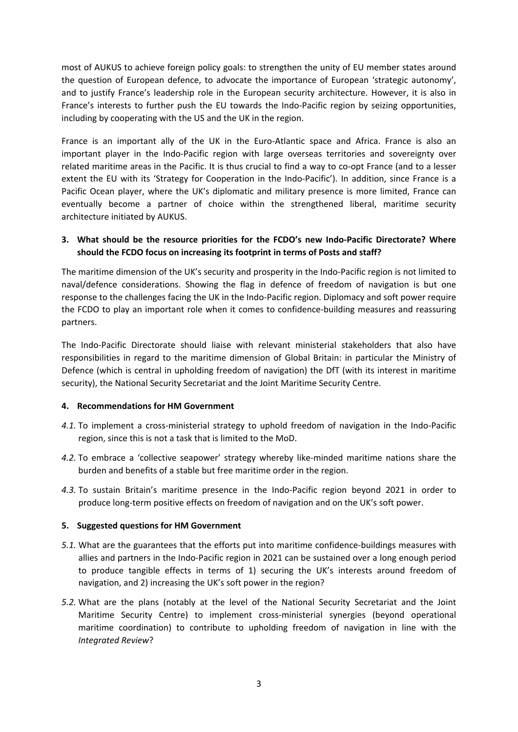most of AUKUS to achieve foreign policy goals: to strengthen the unity of EU member states around the question of European defence, to advocate the importance of European 'strategic autonomy', and to justify France's leadership role in the European security architecture. However, it is also in France's interests to further push the EU towards the Indo-Pacific region by seizing opportunities, including by cooperating with the US and the UK in the region.

France is an important ally of the UK in the Euro-Atlantic space and Africa. France is also an important player in the Indo-Pacific region with large overseas territories and sovereignty over related maritime areas in the Pacific. It is thus crucial to find a way to co-opt France (and to a lesser extent the EU with its 'Strategy for Cooperation in the Indo-Pacific'). In addition, since France is a Pacific Ocean player, where the UK's diplomatic and military presence is more limited, France can eventually become a partner of choice within the strengthened liberal, maritime security architecture initiated by AUKUS.

### 3. What should be the resource priorities for the FCDO's new Indo-Pacific Directorate? Where should the FCDO focus on increasing its footprint in terms of Posts and staff?

The maritime dimension of the UK's security and prosperity in the Indo-Pacific region is not limited to naval/defence considerations. Showing the flag in defence of freedom of navigation is but one response to the challenges facing the UK in the Indo-Pacific region. Diplomacy and soft power require the FCDO to play an important role when it comes to confidence-building measures and reassuring partners.

The Indo-Pacific Directorate should liaise with relevant ministerial stakeholders that also have responsibilities in regard to the maritime dimension of Global Britain: in particular the Ministry of Defence (which is central in upholding freedom of navigation) the DfT (with its interest in maritime security), the National Security Secretariat and the Joint Maritime Security Centre.

### 4. Recommendations for HM Government

*4.1.* To implement a cross-ministerial strategy to uphold freedom of navigation in the Indo-Pacific region, since this is not a task that is limited to the MoD.

*4.2.* To embrace a 'collective seapower' strategy whereby like-minded maritime nations share the burden and benefits of a stable but free maritime order in the region.

*4.3.* To sustain Britain's maritime presence in the Indo-Pacific region beyond 2021 in order to produce long-term positive effects on freedom of navigation and on the UK's soft power.

### 5. Suggested questions for HM Government

*5.1.* What are the guarantees that the efforts put into maritime confidence-buildings measures with allies and partners in the Indo-Pacific region in 2021 can be sustained over a long enough period to produce tangible effects in terms of 1) securing the UK's interests around freedom of navigation, and 2) increasing the UK's soft power in the region?

*5.2.* What are the plans (notably at the level of the National Security Secretariat and the Joint Maritime Security Centre) to implement cross-ministerial synergies (beyond operational maritime coordination) to contribute to upholding freedom of navigation in line with the *Integrated Review*?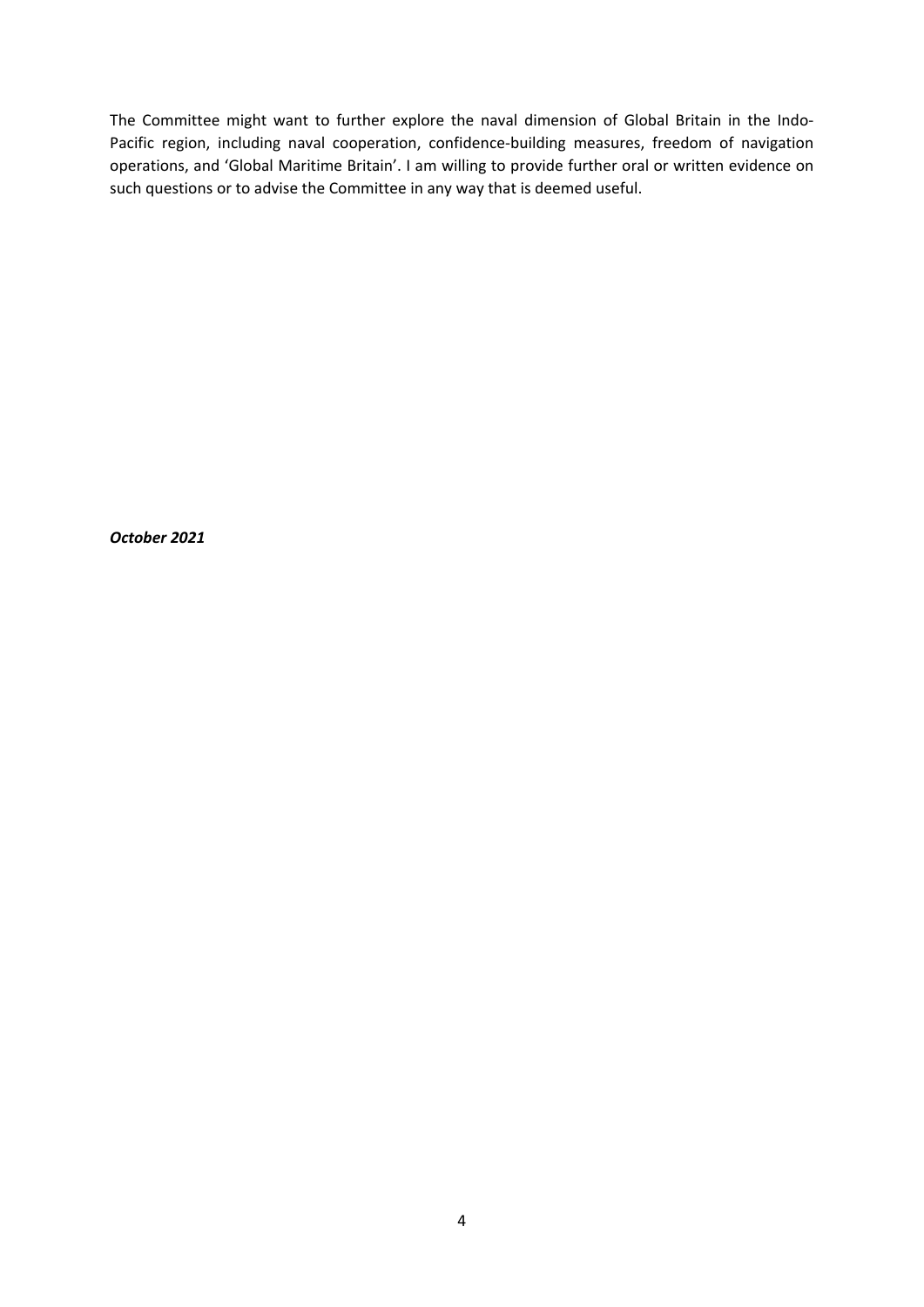The Committee might want to further explore the naval dimension of Global Britain in the Indo-Pacific region, including naval cooperation, confidence-building measures, freedom of navigation operations, and 'Global Maritime Britain'. I am willing to provide further oral or written evidence on such questions or to advise the Committee in any way that is deemed useful.

***October 2021***